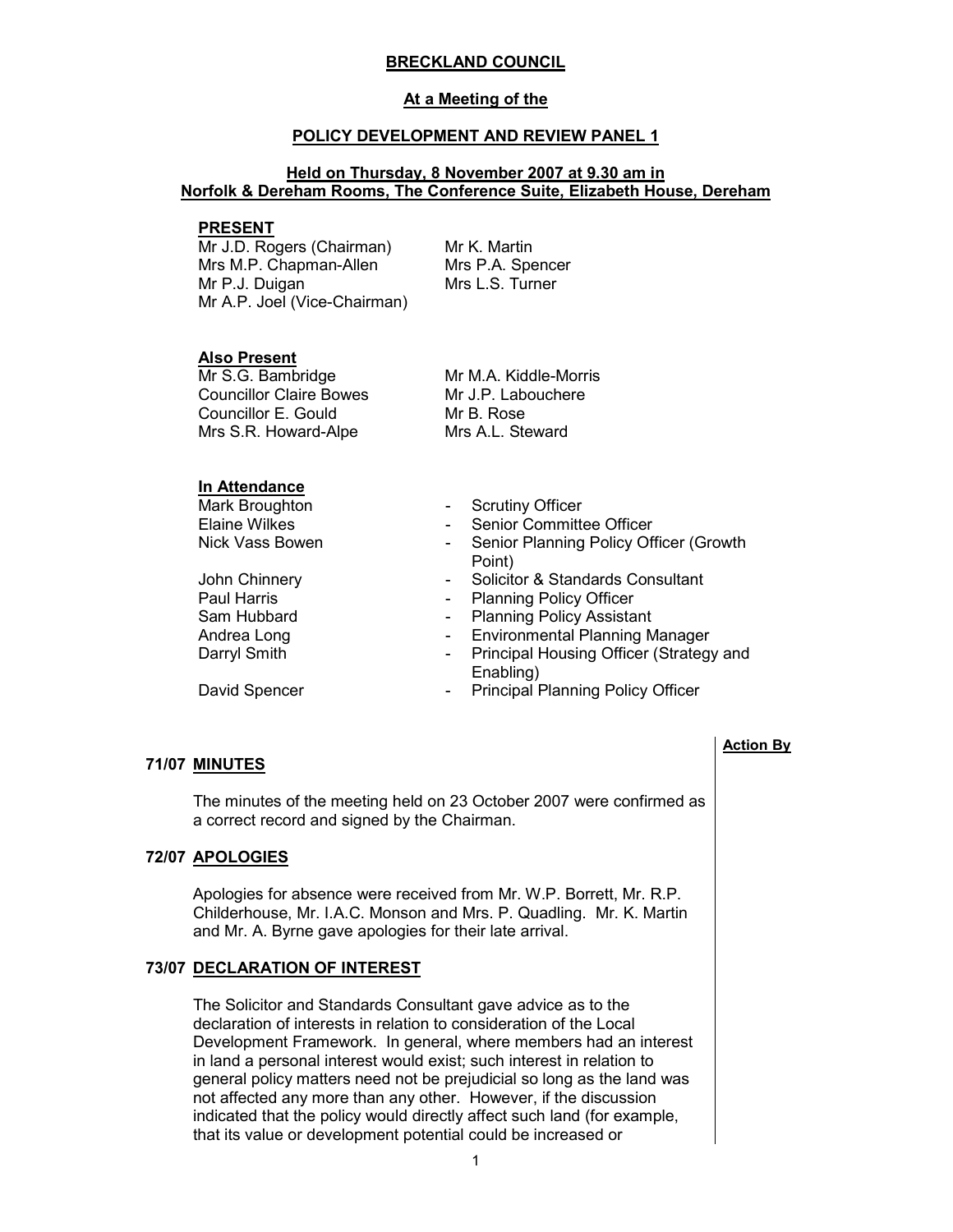# BRECKLAND COUNCIL

## At a Meeting of the

## POLICY DEVELOPMENT AND REVIEW PANEL 1

### Held on Thursday, 8 November 2007 at 9.30 am in Norfolk & Dereham Rooms, The Conference Suite, Elizabeth House, Dereham

**PRESENT**

Mr J.D. Rogers (Chairman)
Mrs M.P. Chapman-Allen
Mr P.J. Duigan
Mr A.P. Joel (Vice-Chairman)
Mr K. Martin
Mrs P.A. Spencer
Mrs L.S. Turner

**Also Present**

Mr S.G. Bambridge
Councillor Claire Bowes
Councillor E. Gould
Mrs S.R. Howard-Alpe
Mr M.A. Kiddle-Morris
Mr J.P. Labouchere
Mr B. Rose
Mrs A.L. Steward

**In Attendance**

| | | |
|---|---|---|
| Mark Broughton | - | Scrutiny Officer |
| Elaine Wilkes | - | Senior Committee Officer |
| Nick Vass Bowen | - | Senior Planning Policy Officer (Growth Point) |
| John Chinnery | - | Solicitor & Standards Consultant |
| Paul Harris | - | Planning Policy Officer |
| Sam Hubbard | - | Planning Policy Assistant |
| Andrea Long | - | Environmental Planning Manager |
| Darryl Smith | - | Principal Housing Officer (Strategy and Enabling) |
| David Spencer | - | Principal Planning Policy Officer |

**Action By**

**71/07 MINUTES**

The minutes of the meeting held on 23 October 2007 were confirmed as a correct record and signed by the Chairman.

**72/07 APOLOGIES**

Apologies for absence were received from Mr. W.P. Borrett, Mr. R.P. Childerhouse, Mr. I.A.C. Monson and Mrs. P. Quadling. Mr. K. Martin and Mr. A. Byrne gave apologies for their late arrival.

**73/07 DECLARATION OF INTEREST**

The Solicitor and Standards Consultant gave advice as to the declaration of interests in relation to consideration of the Local Development Framework. In general, where members had an interest in land a personal interest would exist; such interest in relation to general policy matters need not be prejudicial so long as the land was not affected any more than any other. However, if the discussion indicated that the policy would directly affect such land (for example, that its value or development potential could be increased or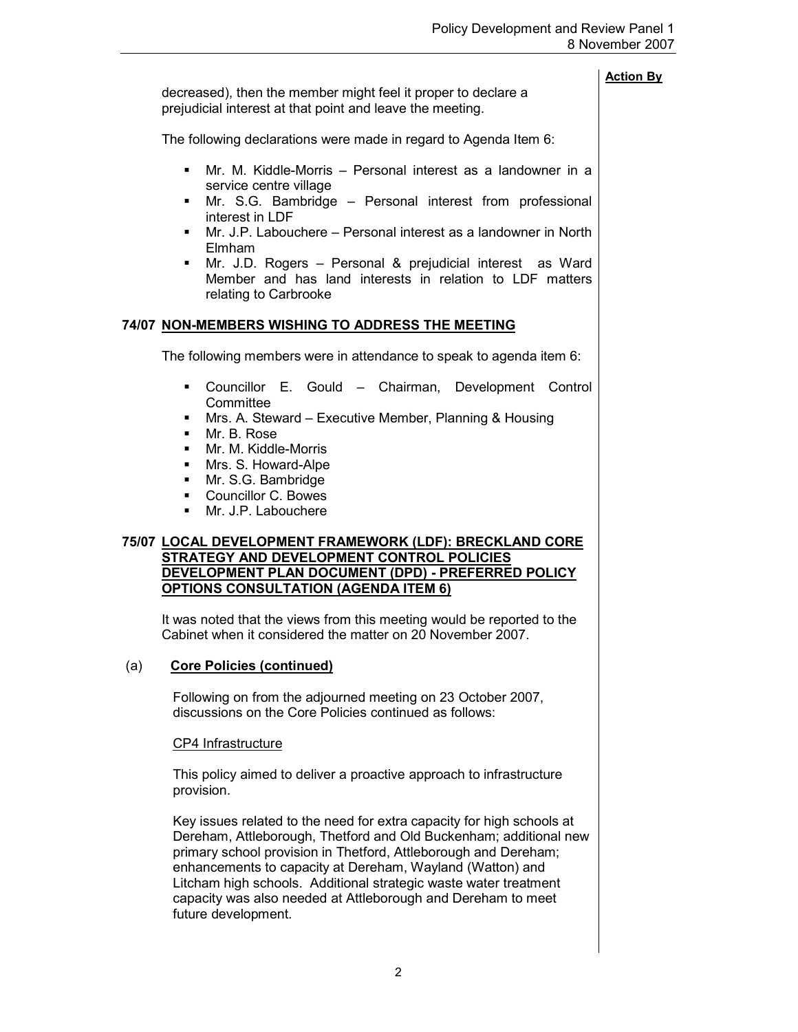**Action By**

decreased), then the member might feel it proper to declare a prejudicial interest at that point and leave the meeting.

The following declarations were made in regard to Agenda Item 6:

- Mr. M. Kiddle-Morris – Personal interest as a landowner in a service centre village
- Mr. S.G. Bambridge – Personal interest from professional interest in LDF
- Mr. J.P. Labouchere – Personal interest as a landowner in North Elmham
- Mr. J.D. Rogers – Personal & prejudicial interest as Ward Member and has land interests in relation to LDF matters relating to Carbrooke

## 74/07 NON-MEMBERS WISHING TO ADDRESS THE MEETING

The following members were in attendance to speak to agenda item 6:

- Councillor E. Gould – Chairman, Development Control Committee
- Mrs. A. Steward – Executive Member, Planning & Housing
- Mr. B. Rose
- Mr. M. Kiddle-Morris
- Mrs. S. Howard-Alpe
- Mr. S.G. Bambridge
- Councillor C. Bowes
- Mr. J.P. Labouchere

## 75/07 LOCAL DEVELOPMENT FRAMEWORK (LDF): BRECKLAND CORE STRATEGY AND DEVELOPMENT CONTROL POLICIES DEVELOPMENT PLAN DOCUMENT (DPD) - PREFERRED POLICY OPTIONS CONSULTATION (AGENDA ITEM 6)

It was noted that the views from this meeting would be reported to the Cabinet when it considered the matter on 20 November 2007.

### (a) Core Policies (continued)

Following on from the adjourned meeting on 23 October 2007, discussions on the Core Policies continued as follows:

CP4 Infrastructure

This policy aimed to deliver a proactive approach to infrastructure provision.

Key issues related to the need for extra capacity for high schools at Dereham, Attleborough, Thetford and Old Buckenham; additional new primary school provision in Thetford, Attleborough and Dereham; enhancements to capacity at Dereham, Wayland (Watton) and Litcham high schools. Additional strategic waste water treatment capacity was also needed at Attleborough and Dereham to meet future development.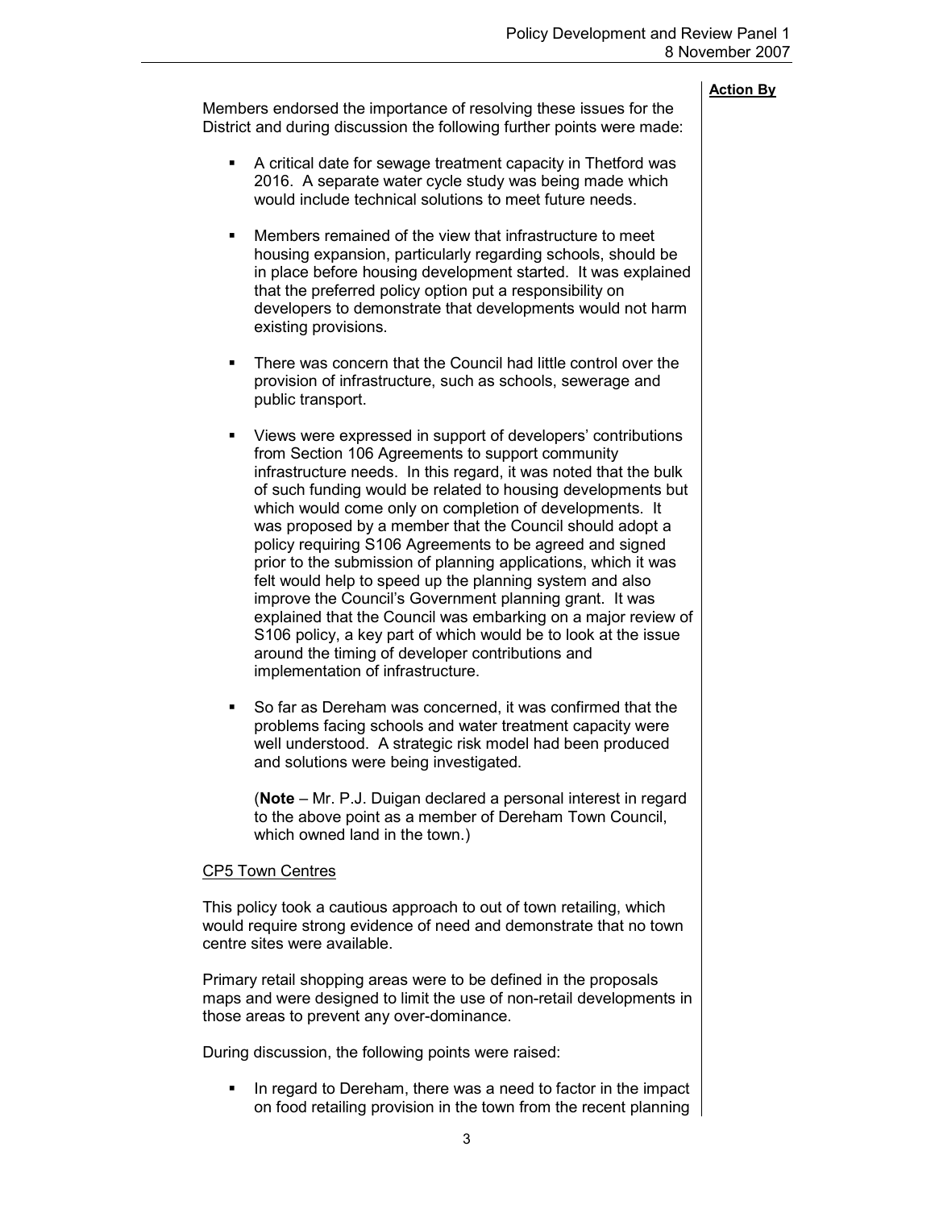**Action By**

Members endorsed the importance of resolving these issues for the District and during discussion the following further points were made:

- A critical date for sewage treatment capacity in Thetford was 2016. A separate water cycle study was being made which would include technical solutions to meet future needs.

- Members remained of the view that infrastructure to meet housing expansion, particularly regarding schools, should be in place before housing development started. It was explained that the preferred policy option put a responsibility on developers to demonstrate that developments would not harm existing provisions.

- There was concern that the Council had little control over the provision of infrastructure, such as schools, sewerage and public transport.

- Views were expressed in support of developers' contributions from Section 106 Agreements to support community infrastructure needs. In this regard, it was noted that the bulk of such funding would be related to housing developments but which would come only on completion of developments. It was proposed by a member that the Council should adopt a policy requiring S106 Agreements to be agreed and signed prior to the submission of planning applications, which it was felt would help to speed up the planning system and also improve the Council's Government planning grant. It was explained that the Council was embarking on a major review of S106 policy, a key part of which would be to look at the issue around the timing of developer contributions and implementation of infrastructure.

- So far as Dereham was concerned, it was confirmed that the problems facing schools and water treatment capacity were well understood. A strategic risk model had been produced and solutions were being investigated.

  (**Note** – Mr. P.J. Duigan declared a personal interest in regard to the above point as a member of Dereham Town Council, which owned land in the town.)

CP5 Town Centres

This policy took a cautious approach to out of town retailing, which would require strong evidence of need and demonstrate that no town centre sites were available.

Primary retail shopping areas were to be defined in the proposals maps and were designed to limit the use of non-retail developments in those areas to prevent any over-dominance.

During discussion, the following points were raised:

- In regard to Dereham, there was a need to factor in the impact on food retailing provision in the town from the recent planning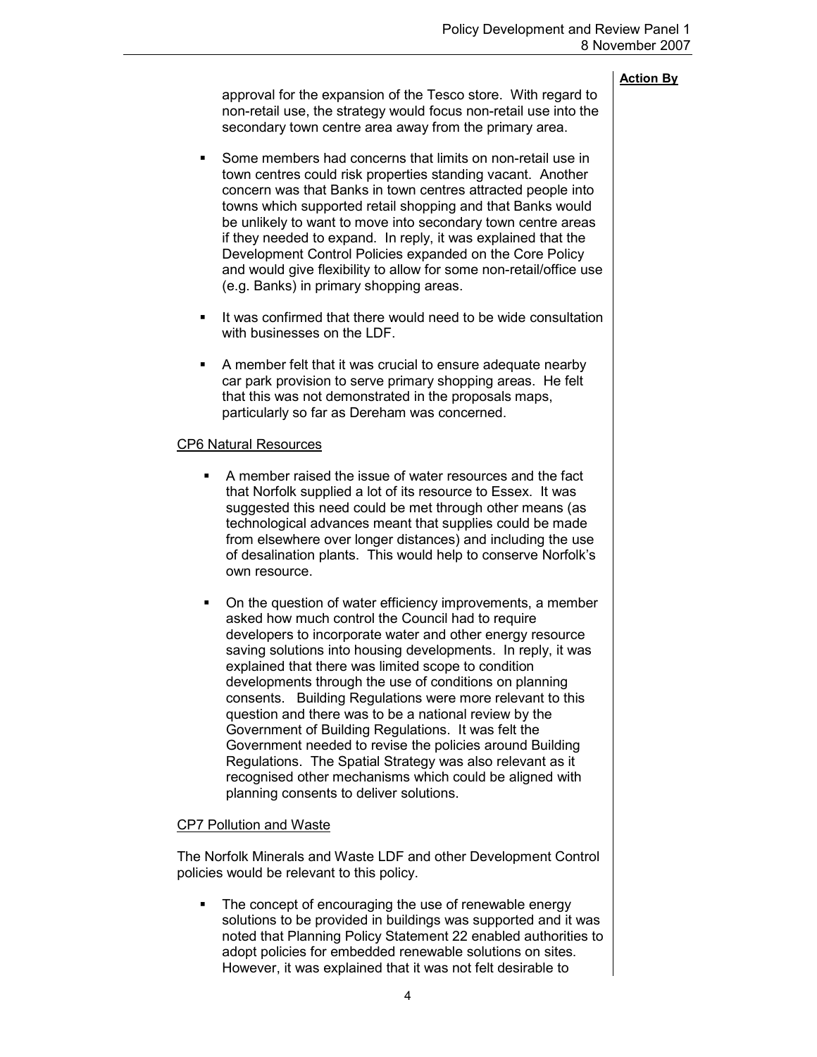**Action By**

approval for the expansion of the Tesco store. With regard to non-retail use, the strategy would focus non-retail use into the secondary town centre area away from the primary area.

- Some members had concerns that limits on non-retail use in town centres could risk properties standing vacant. Another concern was that Banks in town centres attracted people into towns which supported retail shopping and that Banks would be unlikely to want to move into secondary town centre areas if they needed to expand. In reply, it was explained that the Development Control Policies expanded on the Core Policy and would give flexibility to allow for some non-retail/office use (e.g. Banks) in primary shopping areas.

- It was confirmed that there would need to be wide consultation with businesses on the LDF.

- A member felt that it was crucial to ensure adequate nearby car park provision to serve primary shopping areas. He felt that this was not demonstrated in the proposals maps, particularly so far as Dereham was concerned.

CP6 Natural Resources

- A member raised the issue of water resources and the fact that Norfolk supplied a lot of its resource to Essex. It was suggested this need could be met through other means (as technological advances meant that supplies could be made from elsewhere over longer distances) and including the use of desalination plants. This would help to conserve Norfolk's own resource.

- On the question of water efficiency improvements, a member asked how much control the Council had to require developers to incorporate water and other energy resource saving solutions into housing developments. In reply, it was explained that there was limited scope to condition developments through the use of conditions on planning consents. Building Regulations were more relevant to this question and there was to be a national review by the Government of Building Regulations. It was felt the Government needed to revise the policies around Building Regulations. The Spatial Strategy was also relevant as it recognised other mechanisms which could be aligned with planning consents to deliver solutions.

CP7 Pollution and Waste

The Norfolk Minerals and Waste LDF and other Development Control policies would be relevant to this policy.

- The concept of encouraging the use of renewable energy solutions to be provided in buildings was supported and it was noted that Planning Policy Statement 22 enabled authorities to adopt policies for embedded renewable solutions on sites. However, it was explained that it was not felt desirable to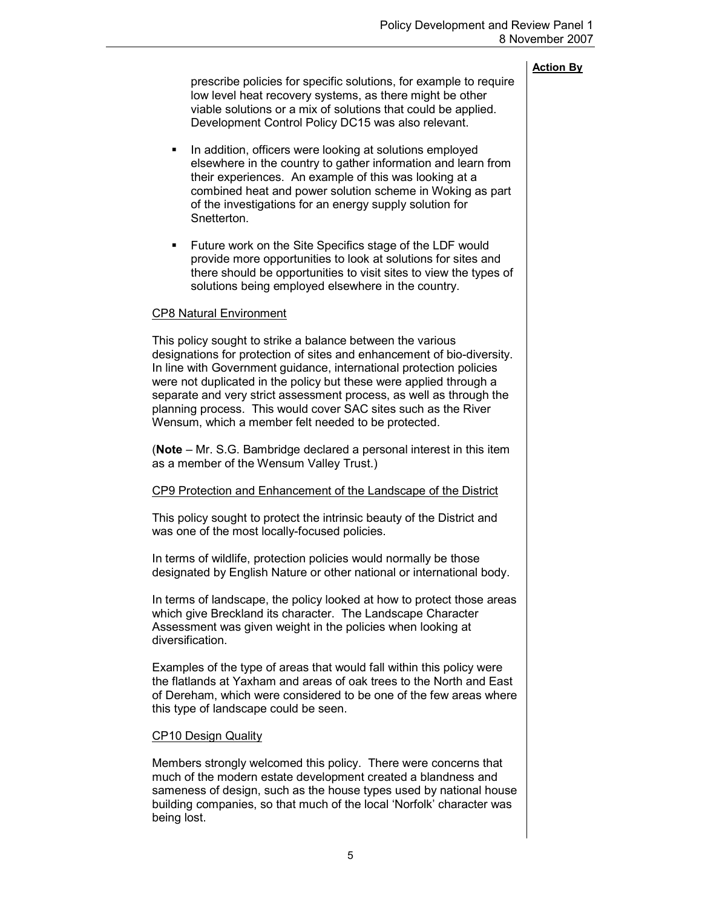**Action By**

prescribe policies for specific solutions, for example to require low level heat recovery systems, as there might be other viable solutions or a mix of solutions that could be applied. Development Control Policy DC15 was also relevant.

- In addition, officers were looking at solutions employed elsewhere in the country to gather information and learn from their experiences. An example of this was looking at a combined heat and power solution scheme in Woking as part of the investigations for an energy supply solution for Snetterton.
- Future work on the Site Specifics stage of the LDF would provide more opportunities to look at solutions for sites and there should be opportunities to visit sites to view the types of solutions being employed elsewhere in the country.

CP8 Natural Environment

This policy sought to strike a balance between the various designations for protection of sites and enhancement of bio-diversity. In line with Government guidance, international protection policies were not duplicated in the policy but these were applied through a separate and very strict assessment process, as well as through the planning process. This would cover SAC sites such as the River Wensum, which a member felt needed to be protected.

(**Note** – Mr. S.G. Bambridge declared a personal interest in this item as a member of the Wensum Valley Trust.)

CP9 Protection and Enhancement of the Landscape of the District

This policy sought to protect the intrinsic beauty of the District and was one of the most locally-focused policies.

In terms of wildlife, protection policies would normally be those designated by English Nature or other national or international body.

In terms of landscape, the policy looked at how to protect those areas which give Breckland its character. The Landscape Character Assessment was given weight in the policies when looking at diversification.

Examples of the type of areas that would fall within this policy were the flatlands at Yaxham and areas of oak trees to the North and East of Dereham, which were considered to be one of the few areas where this type of landscape could be seen.

CP10 Design Quality

Members strongly welcomed this policy. There were concerns that much of the modern estate development created a blandness and sameness of design, such as the house types used by national house building companies, so that much of the local 'Norfolk' character was being lost.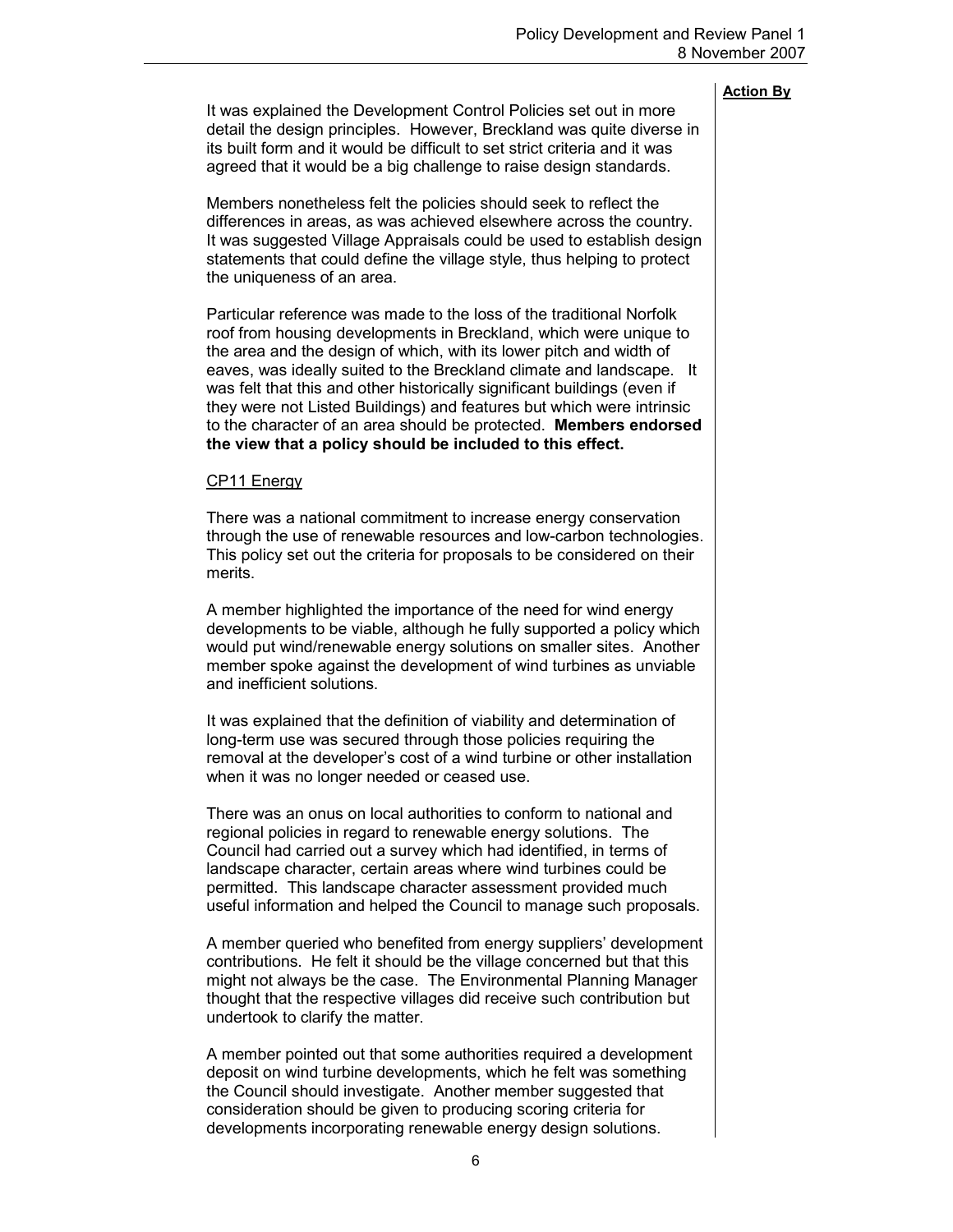**Action By**

It was explained the Development Control Policies set out in more detail the design principles. However, Breckland was quite diverse in its built form and it would be difficult to set strict criteria and it was agreed that it would be a big challenge to raise design standards.

Members nonetheless felt the policies should seek to reflect the differences in areas, as was achieved elsewhere across the country. It was suggested Village Appraisals could be used to establish design statements that could define the village style, thus helping to protect the uniqueness of an area.

Particular reference was made to the loss of the traditional Norfolk roof from housing developments in Breckland, which were unique to the area and the design of which, with its lower pitch and width of eaves, was ideally suited to the Breckland climate and landscape. It was felt that this and other historically significant buildings (even if they were not Listed Buildings) and features but which were intrinsic to the character of an area should be protected. **Members endorsed the view that a policy should be included to this effect.**

<u>CP11 Energy</u>

There was a national commitment to increase energy conservation through the use of renewable resources and low-carbon technologies. This policy set out the criteria for proposals to be considered on their merits.

A member highlighted the importance of the need for wind energy developments to be viable, although he fully supported a policy which would put wind/renewable energy solutions on smaller sites. Another member spoke against the development of wind turbines as unviable and inefficient solutions.

It was explained that the definition of viability and determination of long-term use was secured through those policies requiring the removal at the developer's cost of a wind turbine or other installation when it was no longer needed or ceased use.

There was an onus on local authorities to conform to national and regional policies in regard to renewable energy solutions. The Council had carried out a survey which had identified, in terms of landscape character, certain areas where wind turbines could be permitted. This landscape character assessment provided much useful information and helped the Council to manage such proposals.

A member queried who benefited from energy suppliers' development contributions. He felt it should be the village concerned but that this might not always be the case. The Environmental Planning Manager thought that the respective villages did receive such contribution but undertook to clarify the matter.

A member pointed out that some authorities required a development deposit on wind turbine developments, which he felt was something the Council should investigate. Another member suggested that consideration should be given to producing scoring criteria for developments incorporating renewable energy design solutions.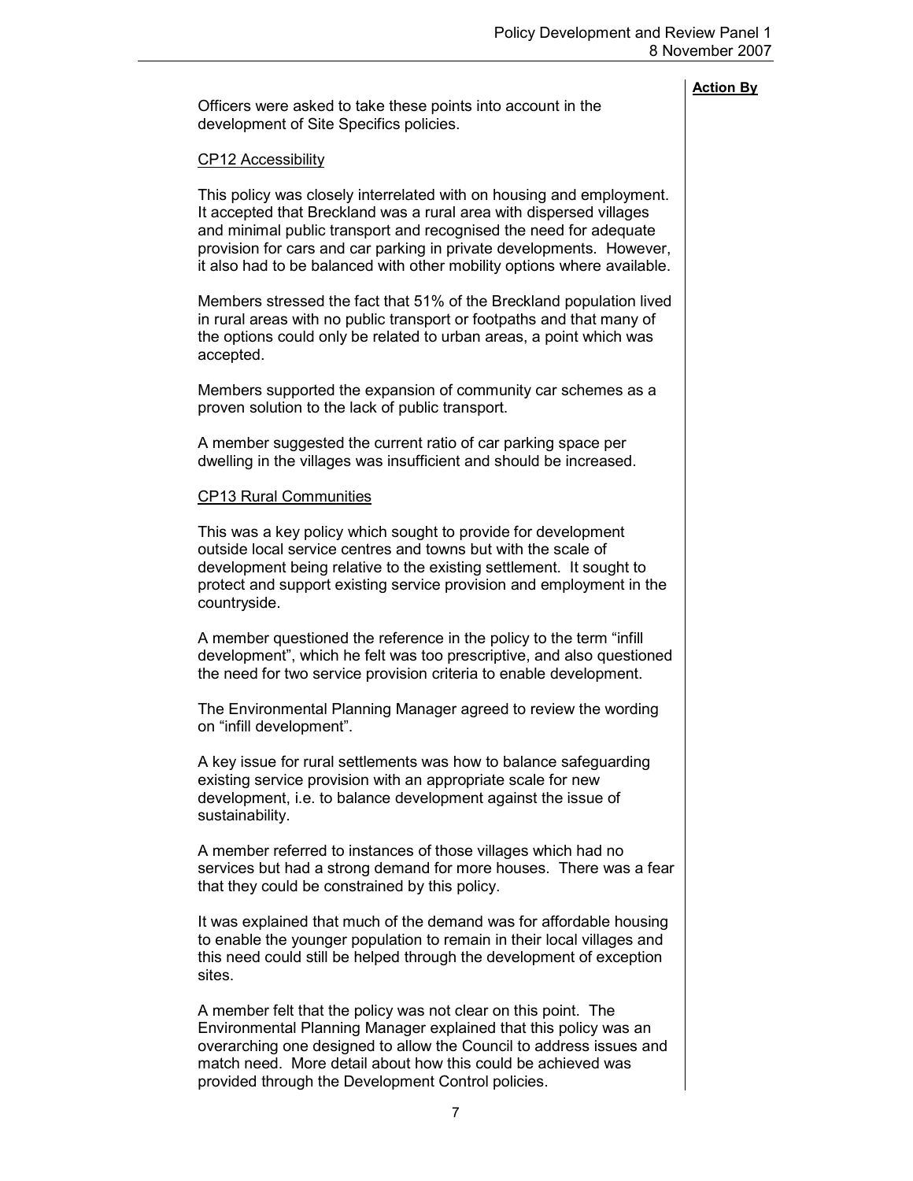**Action By**

Officers were asked to take these points into account in the development of Site Specifics policies.

CP12 Accessibility

This policy was closely interrelated with on housing and employment. It accepted that Breckland was a rural area with dispersed villages and minimal public transport and recognised the need for adequate provision for cars and car parking in private developments. However, it also had to be balanced with other mobility options where available.

Members stressed the fact that 51% of the Breckland population lived in rural areas with no public transport or footpaths and that many of the options could only be related to urban areas, a point which was accepted.

Members supported the expansion of community car schemes as a proven solution to the lack of public transport.

A member suggested the current ratio of car parking space per dwelling in the villages was insufficient and should be increased.

CP13 Rural Communities

This was a key policy which sought to provide for development outside local service centres and towns but with the scale of development being relative to the existing settlement. It sought to protect and support existing service provision and employment in the countryside.

A member questioned the reference in the policy to the term "infill development", which he felt was too prescriptive, and also questioned the need for two service provision criteria to enable development.

The Environmental Planning Manager agreed to review the wording on "infill development".

A key issue for rural settlements was how to balance safeguarding existing service provision with an appropriate scale for new development, i.e. to balance development against the issue of sustainability.

A member referred to instances of those villages which had no services but had a strong demand for more houses. There was a fear that they could be constrained by this policy.

It was explained that much of the demand was for affordable housing to enable the younger population to remain in their local villages and this need could still be helped through the development of exception sites.

A member felt that the policy was not clear on this point. The Environmental Planning Manager explained that this policy was an overarching one designed to allow the Council to address issues and match need. More detail about how this could be achieved was provided through the Development Control policies.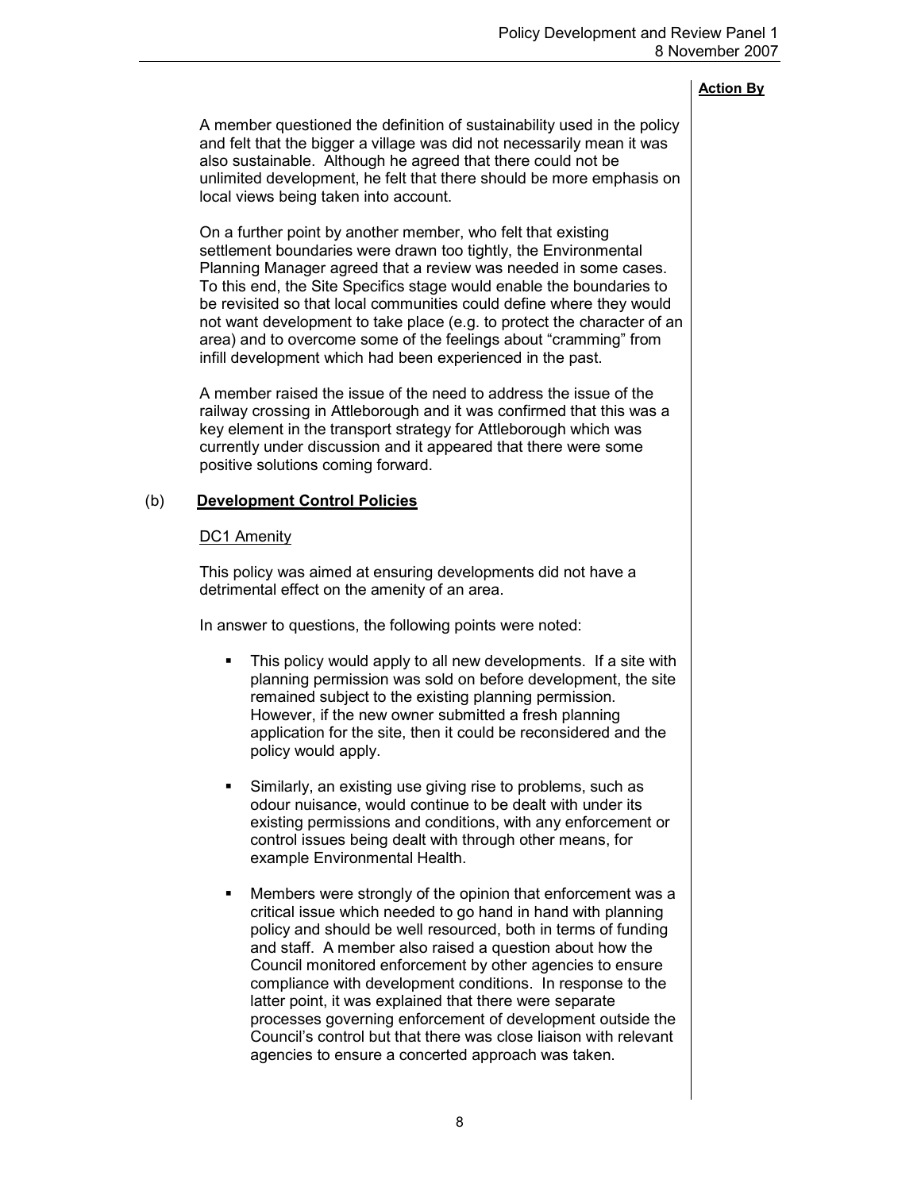**Action By**

A member questioned the definition of sustainability used in the policy and felt that the bigger a village was did not necessarily mean it was also sustainable. Although he agreed that there could not be unlimited development, he felt that there should be more emphasis on local views being taken into account.

On a further point by another member, who felt that existing settlement boundaries were drawn too tightly, the Environmental Planning Manager agreed that a review was needed in some cases. To this end, the Site Specifics stage would enable the boundaries to be revisited so that local communities could define where they would not want development to take place (e.g. to protect the character of an area) and to overcome some of the feelings about "cramming" from infill development which had been experienced in the past.

A member raised the issue of the need to address the issue of the railway crossing in Attleborough and it was confirmed that this was a key element in the transport strategy for Attleborough which was currently under discussion and it appeared that there were some positive solutions coming forward.

(b) **Development Control Policies**

DC1 Amenity

This policy was aimed at ensuring developments did not have a detrimental effect on the amenity of an area.

In answer to questions, the following points were noted:

- This policy would apply to all new developments. If a site with planning permission was sold on before development, the site remained subject to the existing planning permission. However, if the new owner submitted a fresh planning application for the site, then it could be reconsidered and the policy would apply.

- Similarly, an existing use giving rise to problems, such as odour nuisance, would continue to be dealt with under its existing permissions and conditions, with any enforcement or control issues being dealt with through other means, for example Environmental Health.

- Members were strongly of the opinion that enforcement was a critical issue which needed to go hand in hand with planning policy and should be well resourced, both in terms of funding and staff. A member also raised a question about how the Council monitored enforcement by other agencies to ensure compliance with development conditions. In response to the latter point, it was explained that there were separate processes governing enforcement of development outside the Council's control but that there was close liaison with relevant agencies to ensure a concerted approach was taken.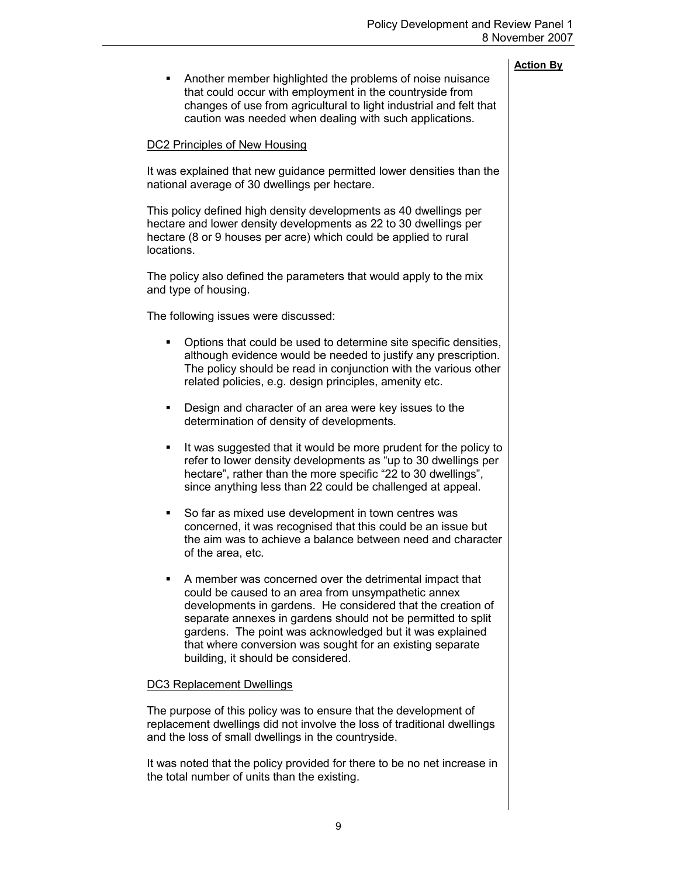**Action By**

- Another member highlighted the problems of noise nuisance that could occur with employment in the countryside from changes of use from agricultural to light industrial and felt that caution was needed when dealing with such applications.

DC2 Principles of New Housing

It was explained that new guidance permitted lower densities than the national average of 30 dwellings per hectare.

This policy defined high density developments as 40 dwellings per hectare and lower density developments as 22 to 30 dwellings per hectare (8 or 9 houses per acre) which could be applied to rural locations.

The policy also defined the parameters that would apply to the mix and type of housing.

The following issues were discussed:

- Options that could be used to determine site specific densities, although evidence would be needed to justify any prescription. The policy should be read in conjunction with the various other related policies, e.g. design principles, amenity etc.
- Design and character of an area were key issues to the determination of density of developments.
- It was suggested that it would be more prudent for the policy to refer to lower density developments as "up to 30 dwellings per hectare", rather than the more specific "22 to 30 dwellings", since anything less than 22 could be challenged at appeal.
- So far as mixed use development in town centres was concerned, it was recognised that this could be an issue but the aim was to achieve a balance between need and character of the area, etc.
- A member was concerned over the detrimental impact that could be caused to an area from unsympathetic annex developments in gardens. He considered that the creation of separate annexes in gardens should not be permitted to split gardens. The point was acknowledged but it was explained that where conversion was sought for an existing separate building, it should be considered.

DC3 Replacement Dwellings

The purpose of this policy was to ensure that the development of replacement dwellings did not involve the loss of traditional dwellings and the loss of small dwellings in the countryside.

It was noted that the policy provided for there to be no net increase in the total number of units than the existing.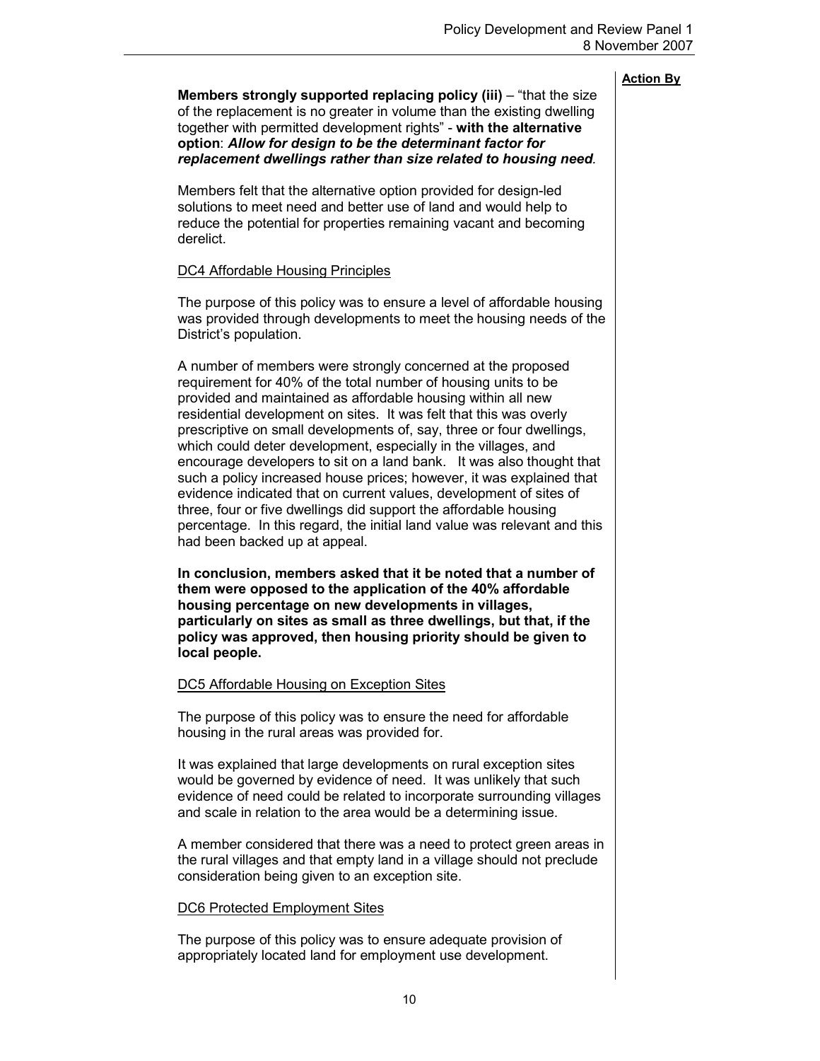**Action By**

**Members strongly supported replacing policy (iii)** – "that the size of the replacement is no greater in volume than the existing dwelling together with permitted development rights" - **with the alternative option**: ***Allow for design to be the determinant factor for replacement dwellings rather than size related to housing need***.

Members felt that the alternative option provided for design-led solutions to meet need and better use of land and would help to reduce the potential for properties remaining vacant and becoming derelict.

DC4 Affordable Housing Principles

The purpose of this policy was to ensure a level of affordable housing was provided through developments to meet the housing needs of the District's population.

A number of members were strongly concerned at the proposed requirement for 40% of the total number of housing units to be provided and maintained as affordable housing within all new residential development on sites. It was felt that this was overly prescriptive on small developments of, say, three or four dwellings, which could deter development, especially in the villages, and encourage developers to sit on a land bank. It was also thought that such a policy increased house prices; however, it was explained that evidence indicated that on current values, development of sites of three, four or five dwellings did support the affordable housing percentage. In this regard, the initial land value was relevant and this had been backed up at appeal.

**In conclusion, members asked that it be noted that a number of them were opposed to the application of the 40% affordable housing percentage on new developments in villages, particularly on sites as small as three dwellings, but that, if the policy was approved, then housing priority should be given to local people.**

DC5 Affordable Housing on Exception Sites

The purpose of this policy was to ensure the need for affordable housing in the rural areas was provided for.

It was explained that large developments on rural exception sites would be governed by evidence of need. It was unlikely that such evidence of need could be related to incorporate surrounding villages and scale in relation to the area would be a determining issue.

A member considered that there was a need to protect green areas in the rural villages and that empty land in a village should not preclude consideration being given to an exception site.

DC6 Protected Employment Sites

The purpose of this policy was to ensure adequate provision of appropriately located land for employment use development.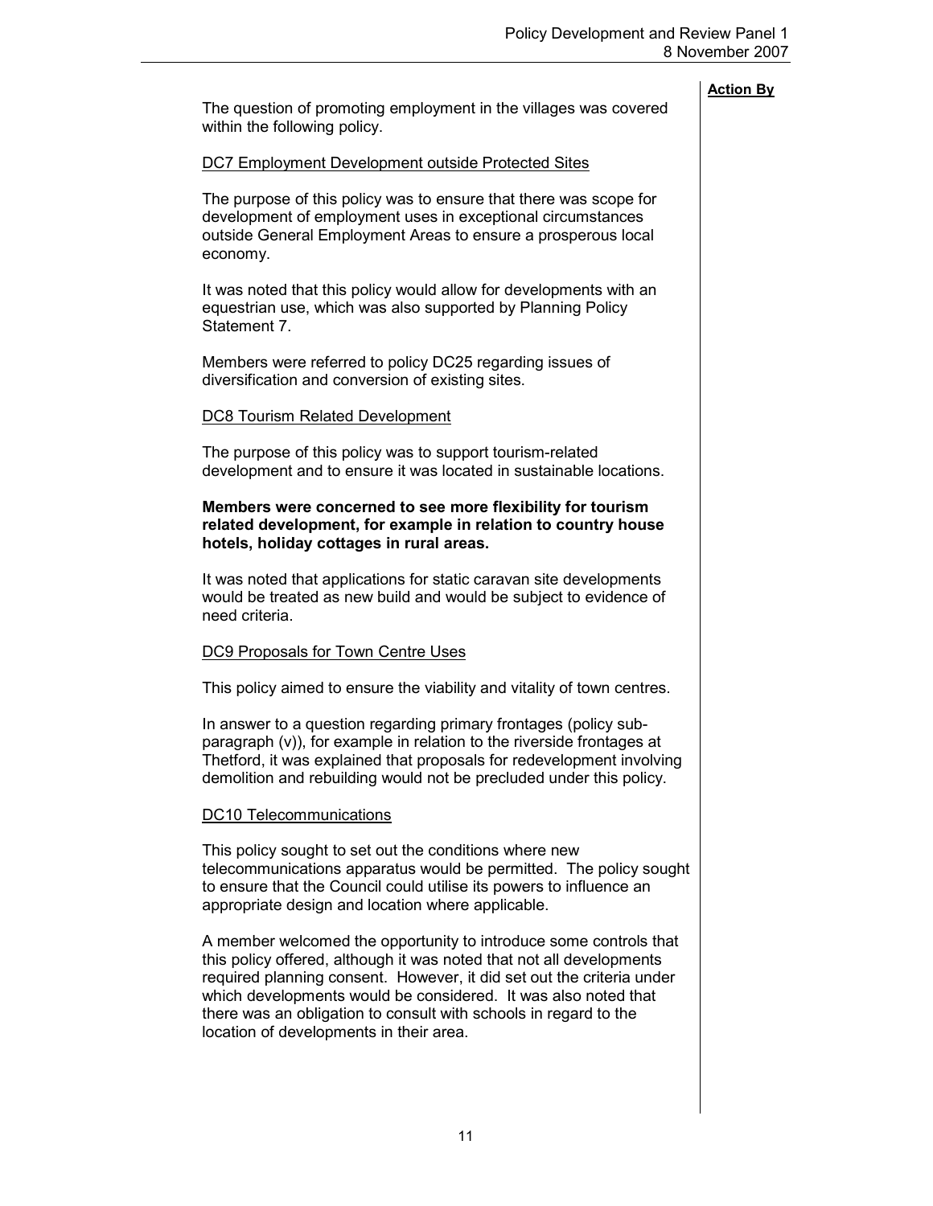**Action By**

The question of promoting employment in the villages was covered within the following policy.

DC7 Employment Development outside Protected Sites

The purpose of this policy was to ensure that there was scope for development of employment uses in exceptional circumstances outside General Employment Areas to ensure a prosperous local economy.

It was noted that this policy would allow for developments with an equestrian use, which was also supported by Planning Policy Statement 7.

Members were referred to policy DC25 regarding issues of diversification and conversion of existing sites.

DC8 Tourism Related Development

The purpose of this policy was to support tourism-related development and to ensure it was located in sustainable locations.

**Members were concerned to see more flexibility for tourism related development, for example in relation to country house hotels, holiday cottages in rural areas.**

It was noted that applications for static caravan site developments would be treated as new build and would be subject to evidence of need criteria.

DC9 Proposals for Town Centre Uses

This policy aimed to ensure the viability and vitality of town centres.

In answer to a question regarding primary frontages (policy sub-paragraph (v)), for example in relation to the riverside frontages at Thetford, it was explained that proposals for redevelopment involving demolition and rebuilding would not be precluded under this policy.

DC10 Telecommunications

This policy sought to set out the conditions where new telecommunications apparatus would be permitted. The policy sought to ensure that the Council could utilise its powers to influence an appropriate design and location where applicable.

A member welcomed the opportunity to introduce some controls that this policy offered, although it was noted that not all developments required planning consent. However, it did set out the criteria under which developments would be considered. It was also noted that there was an obligation to consult with schools in regard to the location of developments in their area.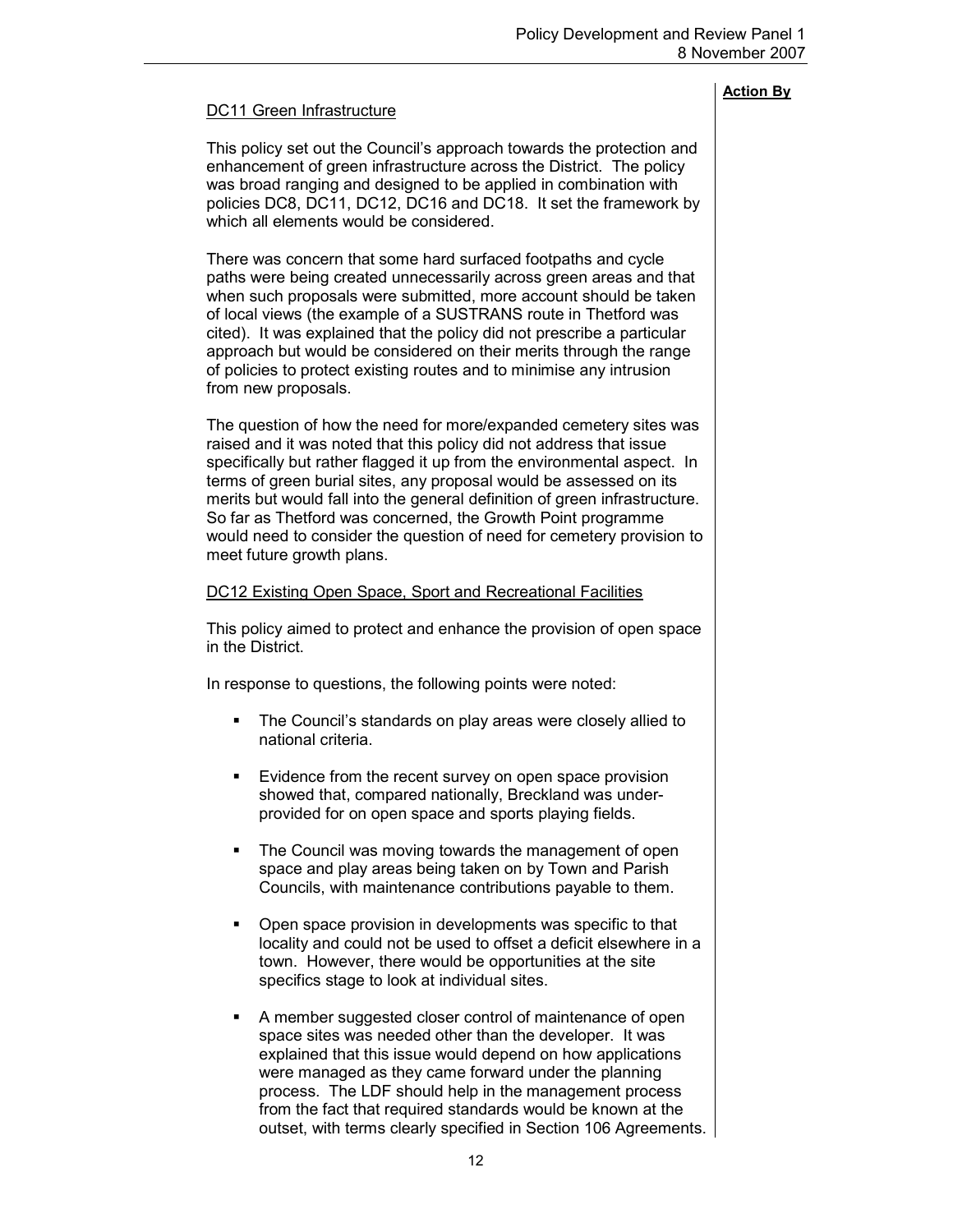**Action By**

DC11 Green Infrastructure

This policy set out the Council's approach towards the protection and enhancement of green infrastructure across the District. The policy was broad ranging and designed to be applied in combination with policies DC8, DC11, DC12, DC16 and DC18. It set the framework by which all elements would be considered.

There was concern that some hard surfaced footpaths and cycle paths were being created unnecessarily across green areas and that when such proposals were submitted, more account should be taken of local views (the example of a SUSTRANS route in Thetford was cited). It was explained that the policy did not prescribe a particular approach but would be considered on their merits through the range of policies to protect existing routes and to minimise any intrusion from new proposals.

The question of how the need for more/expanded cemetery sites was raised and it was noted that this policy did not address that issue specifically but rather flagged it up from the environmental aspect. In terms of green burial sites, any proposal would be assessed on its merits but would fall into the general definition of green infrastructure. So far as Thetford was concerned, the Growth Point programme would need to consider the question of need for cemetery provision to meet future growth plans.

DC12 Existing Open Space, Sport and Recreational Facilities

This policy aimed to protect and enhance the provision of open space in the District.

In response to questions, the following points were noted:

- The Council's standards on play areas were closely allied to national criteria.
- Evidence from the recent survey on open space provision showed that, compared nationally, Breckland was under-provided for on open space and sports playing fields.
- The Council was moving towards the management of open space and play areas being taken on by Town and Parish Councils, with maintenance contributions payable to them.
- Open space provision in developments was specific to that locality and could not be used to offset a deficit elsewhere in a town. However, there would be opportunities at the site specifics stage to look at individual sites.
- A member suggested closer control of maintenance of open space sites was needed other than the developer. It was explained that this issue would depend on how applications were managed as they came forward under the planning process. The LDF should help in the management process from the fact that required standards would be known at the outset, with terms clearly specified in Section 106 Agreements.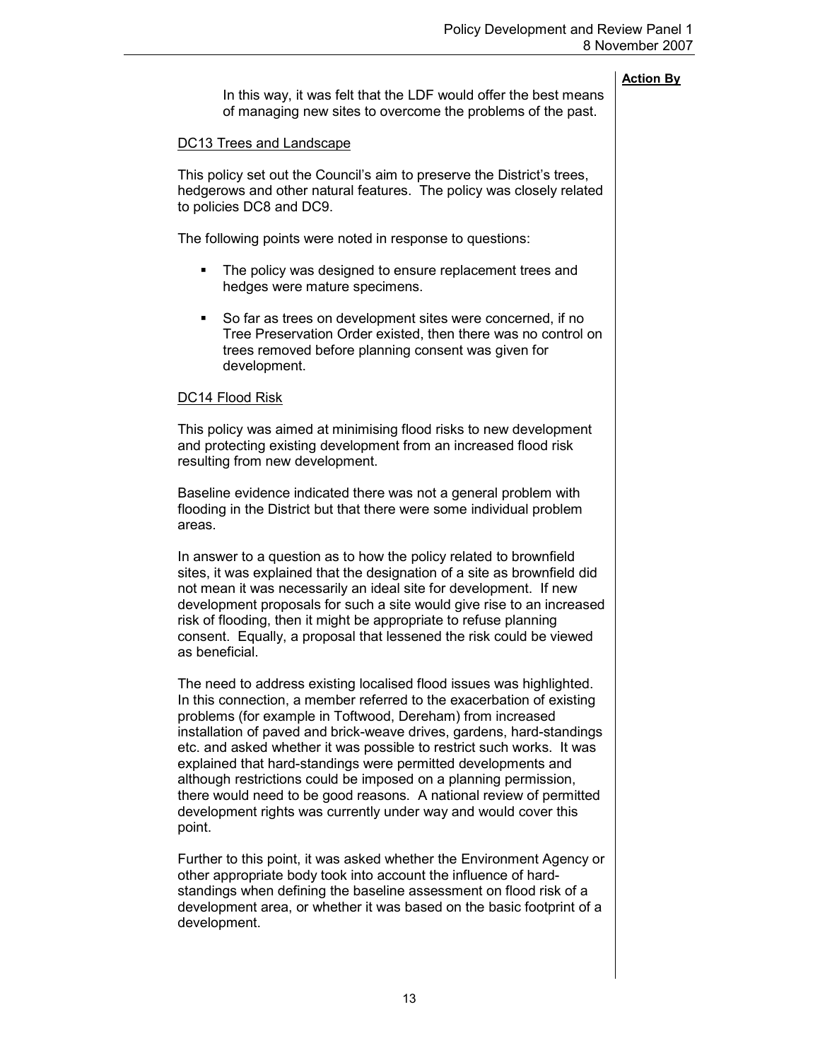**Action By**

In this way, it was felt that the LDF would offer the best means of managing new sites to overcome the problems of the past.

DC13 Trees and Landscape

This policy set out the Council's aim to preserve the District's trees, hedgerows and other natural features. The policy was closely related to policies DC8 and DC9.

The following points were noted in response to questions:

- The policy was designed to ensure replacement trees and hedges were mature specimens.
- So far as trees on development sites were concerned, if no Tree Preservation Order existed, then there was no control on trees removed before planning consent was given for development.

DC14 Flood Risk

This policy was aimed at minimising flood risks to new development and protecting existing development from an increased flood risk resulting from new development.

Baseline evidence indicated there was not a general problem with flooding in the District but that there were some individual problem areas.

In answer to a question as to how the policy related to brownfield sites, it was explained that the designation of a site as brownfield did not mean it was necessarily an ideal site for development. If new development proposals for such a site would give rise to an increased risk of flooding, then it might be appropriate to refuse planning consent. Equally, a proposal that lessened the risk could be viewed as beneficial.

The need to address existing localised flood issues was highlighted. In this connection, a member referred to the exacerbation of existing problems (for example in Toftwood, Dereham) from increased installation of paved and brick-weave drives, gardens, hard-standings etc. and asked whether it was possible to restrict such works. It was explained that hard-standings were permitted developments and although restrictions could be imposed on a planning permission, there would need to be good reasons. A national review of permitted development rights was currently under way and would cover this point.

Further to this point, it was asked whether the Environment Agency or other appropriate body took into account the influence of hard-standings when defining the baseline assessment on flood risk of a development area, or whether it was based on the basic footprint of a development.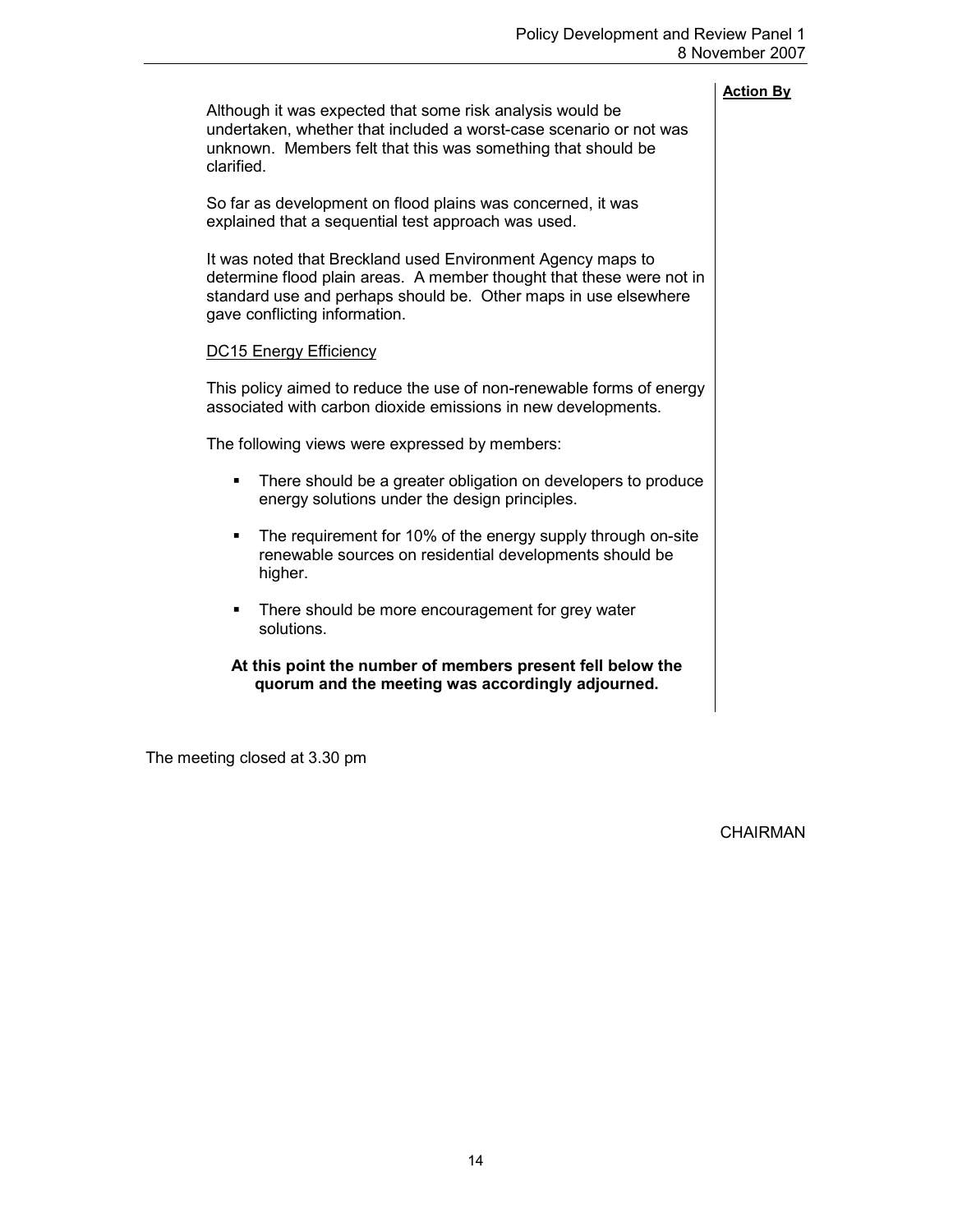**Action By**

Although it was expected that some risk analysis would be undertaken, whether that included a worst-case scenario or not was unknown. Members felt that this was something that should be clarified.

So far as development on flood plains was concerned, it was explained that a sequential test approach was used.

It was noted that Breckland used Environment Agency maps to determine flood plain areas. A member thought that these were not in standard use and perhaps should be. Other maps in use elsewhere gave conflicting information.

DC15 Energy Efficiency

This policy aimed to reduce the use of non-renewable forms of energy associated with carbon dioxide emissions in new developments.

The following views were expressed by members:

- There should be a greater obligation on developers to produce energy solutions under the design principles.
- The requirement for 10% of the energy supply through on-site renewable sources on residential developments should be higher.
- There should be more encouragement for grey water solutions.

**At this point the number of members present fell below the quorum and the meeting was accordingly adjourned.**

The meeting closed at 3.30 pm

CHAIRMAN